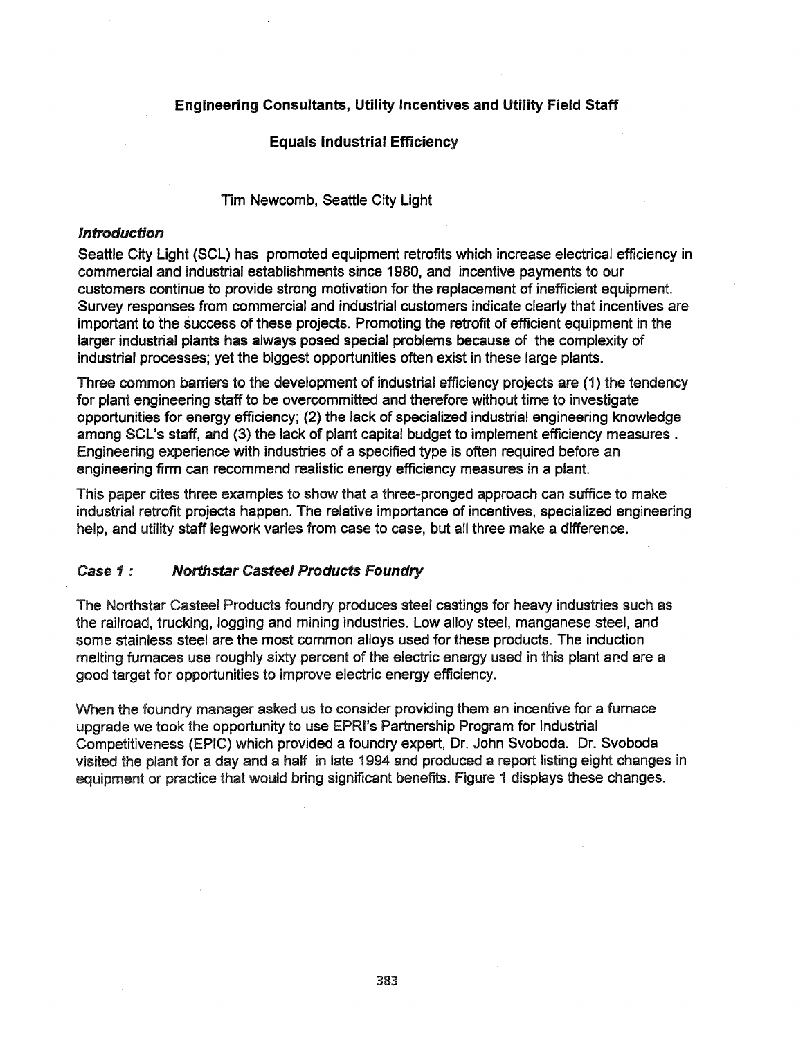# Engineering Consultants, Utility Incentives and Utility Field Staff

# Equals Industrial Efficiency

Tim Newcomb, Seattle City Light

### *Introduction*

Seattle City Light (SCL) has promoted equipment retrofits which increase electrical efficiency in commercial and industrial establishments since 1980, and incentive payments to our customers continue to provide strong motivation for the replacement of inefficient equipment. Survey responses from commercial and industrial customers indicate clearly that incentives are important to the success of these projects. Promoting the retrofit of efficient equipment in the larger industrial plants has always posed special problems because of the complexity of industrial processes; yet the biggest opportunities often exist in these large plants.

Three common barriers to the development of industrial efficiency projects are (1) the tendency for plant engineering staff to be overcommitted and therefore without time to investigate opportunities for energy efficiency; (2) the lack of specialized industrial engineering knowledge among SCL's staff, and (3) the lack of plant capital budget to implement efficiency measures . Engineering experience with industries of a specified type is often required before an engineering firm can recommend realistic energy efficiency measures in a plant.

This paper cites three examples to show that a three-pronged approach can suffice to make industrial retrofit projects happen. The relative importance of incentives, specialized engineering help, and utility staff legwork varies from case to case, but all three make a difference.

### *Case 1 : Northstar Casteel Products Foundry*

The Northstar Casteel Products foundry produces steel castings for heavy industries such as the railroad, trucking, logging and mining industries. Low alloy steel, manganese steel, and some stainless steel are the most common alloys used for these products. The induction melting furnaces use roughly sixty percent of the electric energy used in this plant and are a good target for opportunities to improve electric energy efficiency.

When the foundry manager asked us to consider providing them an incentive for a furnace upgrade we took the opportunity to use EPRI's Partnership Program for Industrial Competitiveness (EPIC) which provided a foundry expert, Dr. John Svoboda. Dr. Svoboda visited the plant for a day and a half in late 1994 and produced a report listing eight changes in equipment or practice that would bring significant benefits. Figure 1 displays these changes.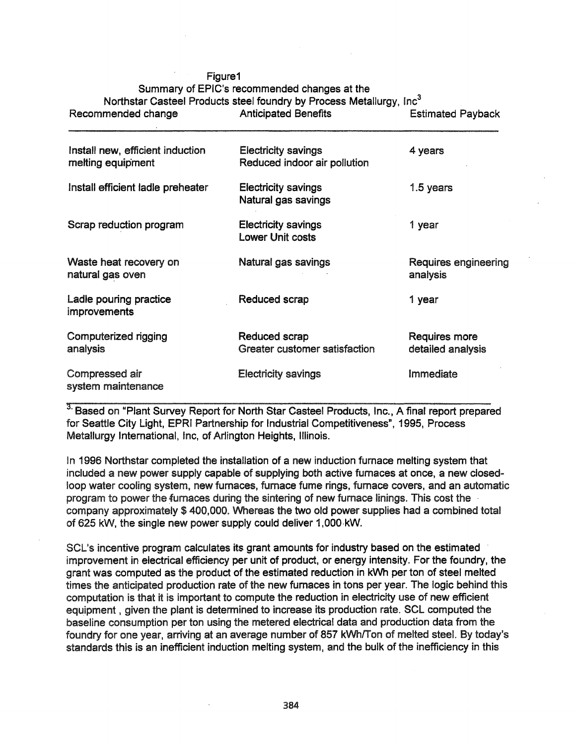Figure1
Summary of EPIC's recommended changes at the
Northstar Casteel Products steel foundry by Process Metallurgy, Inc[3]

| Recommended change | Anticipated Benefits | Estimated Payback |
|---|---|---|
| Install new, efficient induction melting equipment | Electricity savings<br>Reduced indoor air pollution | 4 years |
| Install efficient ladle preheater | Electricity savings<br>Natural gas savings | 1.5 years |
| Scrap reduction program | Electricity savings<br>Lower Unit costs | 1 year |
| Waste heat recovery on natural gas oven | Natural gas savings | Requires engineering analysis |
| Ladle pouring practice improvements | Reduced scrap | 1 year |
| Computerized rigging analysis | Reduced scrap<br>Greater customer satisfaction | Requires more detailed analysis |
| Compressed air system maintenance | Electricity savings | Immediate |

[3] Based on "Plant Survey Report for North Star Casteel Products, Inc., A final report prepared for Seattle City Light, EPRI Partnership for Industrial Competitiveness", 1995, Process Metallurgy International, Inc, of Arlington Heights, Illinois.

In 1996 Northstar completed the installation of a new induction furnace melting system that included a new power supply capable of supplying both active furnaces at once, a new closed-loop water cooling system, new furnaces, furnace fume rings, furnace covers, and an automatic program to power the furnaces during the sintering of new furnace linings. This cost the company approximately $ 400,000. Whereas the two old power supplies had a combined total of 625 kW, the single new power supply could deliver 1,000 kW.

SCL's incentive program calculates its grant amounts for industry based on the estimated improvement in electrical efficiency per unit of product, or energy intensity. For the foundry, the grant was computed as the product of the estimated reduction in kWh per ton of steel melted times the anticipated production rate of the new furnaces in tons per year. The logic behind this computation is that it is important to compute the reduction in electricity use of new efficient equipment , given the plant is determined to increase its production rate. SCL computed the baseline consumption per ton using the metered electrical data and production data from the foundry for one year, arriving at an average number of 857 kWh/Ton of melted steel. By today's standards this is an inefficient induction melting system, and the bulk of the inefficiency in this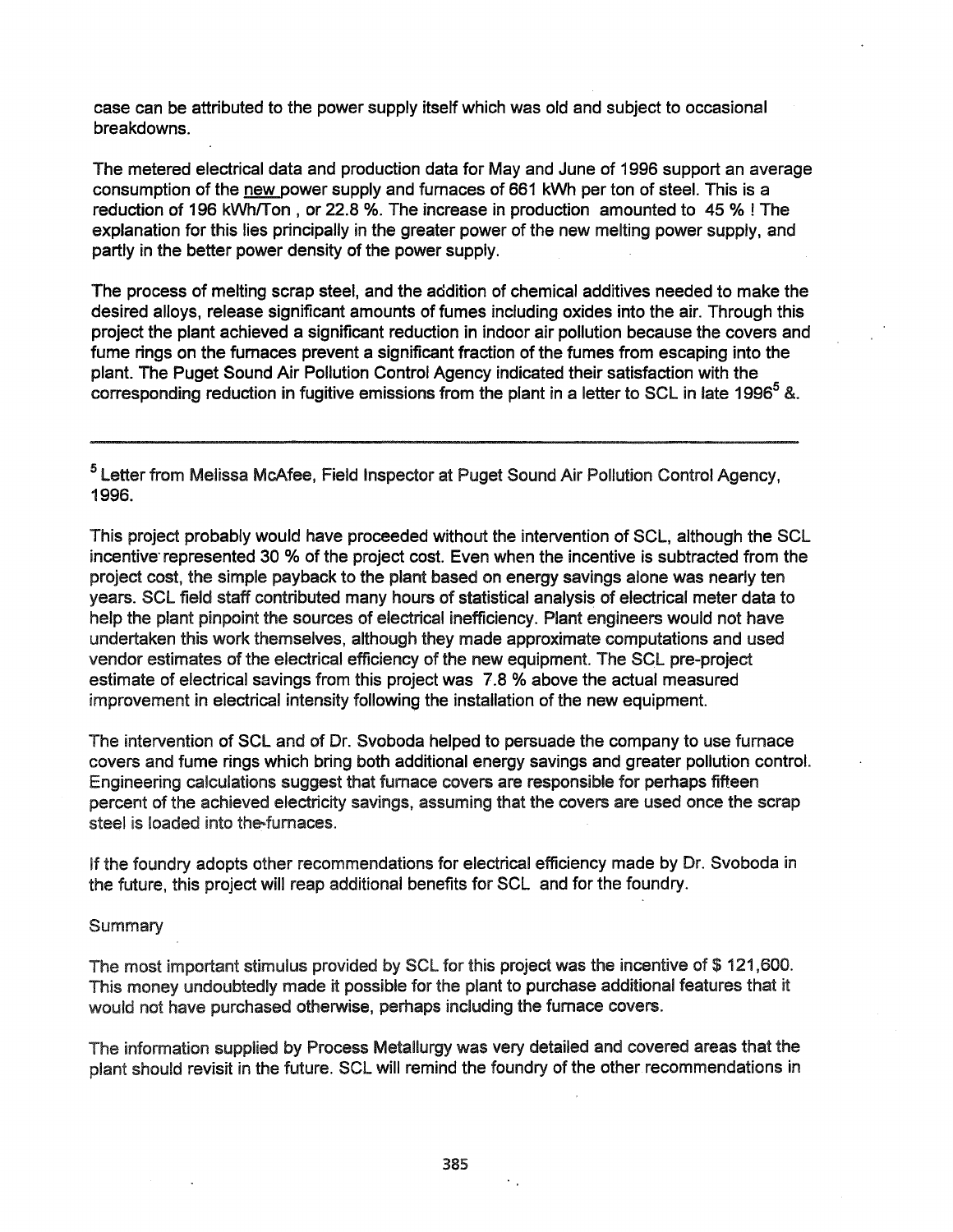case can be attributed to the power supply itself which was old and subject to occasional breakdowns.

The metered electrical data and production data for May and June of 1996 support an average consumption of the new power supply and furnaces of 661 kWh per ton of steel. This is a reduction of 196 kWh/Ton , or 22.8 %. The increase in production amounted to 45 % ! The explanation for this lies principally in the greater power of the new melting power supply, and partly in the better power density of the power supply.

The process of melting scrap steel, and the addition of chemical additives needed to make the desired alloys, release significant amounts of fumes including oxides into the air. Through this project the plant achieved a significant reduction in indoor air pollution because the covers and fume rings on the furnaces prevent a significant fraction of the fumes from escaping into the plant. The Puget Sound Air Pollution Control Agency indicated their satisfaction with the corresponding reduction in fugitive emissions from the plant in a letter to SCL in late 1996[5] &.

---

[5] Letter from Melissa McAfee, Field Inspector at Puget Sound Air Pollution Control Agency, 1996.

This project probably would have proceeded without the intervention of SCL, although the SCL incentive represented 30 % of the project cost. Even when the incentive is subtracted from the project cost, the simple payback to the plant based on energy savings alone was nearly ten years. SCL field staff contributed many hours of statistical analysis of electrical meter data to help the plant pinpoint the sources of electrical inefficiency. Plant engineers would not have undertaken this work themselves, although they made approximate computations and used vendor estimates of the electrical efficiency of the new equipment. The SCL pre-project estimate of electrical savings from this project was 7.8 % above the actual measured improvement in electrical intensity following the installation of the new equipment.

The intervention of SCL and of Dr. Svoboda helped to persuade the company to use furnace covers and fume rings which bring both additional energy savings and greater pollution control. Engineering calculations suggest that furnace covers are responsible for perhaps fifteen percent of the achieved electricity savings, assuming that the covers are used once the scrap steel is loaded into the furnaces.

If the foundry adopts other recommendations for electrical efficiency made by Dr. Svoboda in the future, this project will reap additional benefits for SCL and for the foundry.

Summary

The most important stimulus provided by SCL for this project was the incentive of $ 121,600. This money undoubtedly made it possible for the plant to purchase additional features that it would not have purchased otherwise, perhaps including the furnace covers.

The information supplied by Process Metallurgy was very detailed and covered areas that the plant should revisit in the future. SCL will remind the foundry of the other recommendations in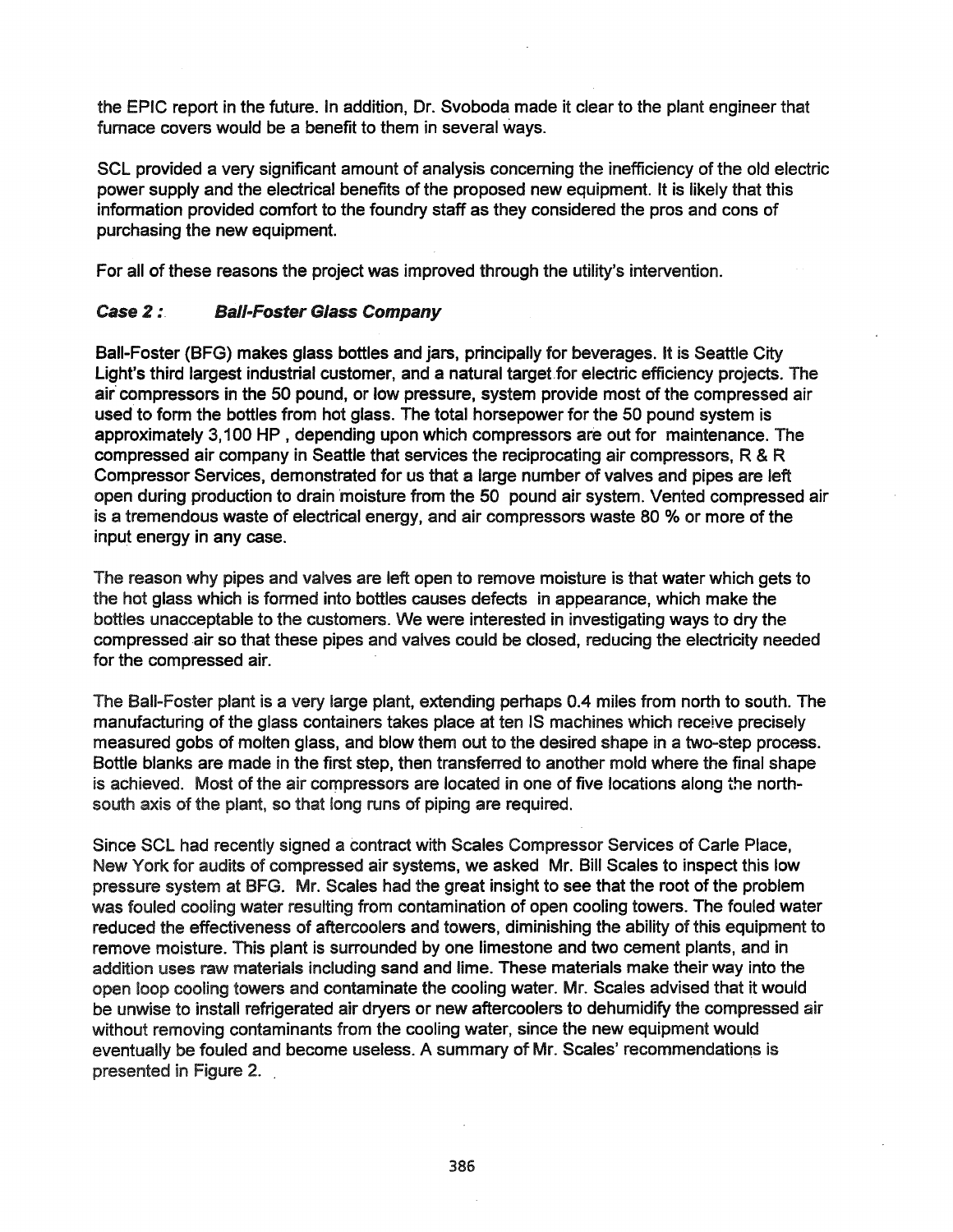the EPIC report in the future. In addition, Dr. Svoboda made it clear to the plant engineer that furnace covers would be a benefit to them in several ways.

SCL provided a very significant amount of analysis concerning the inefficiency of the old electric power supply and the electrical benefits of the proposed new equipment. It is likely that this information provided comfort to the foundry staff as they considered the pros and cons of purchasing the new equipment.

For all of these reasons the project was improved through the utility's intervention.

### *Case 2 : Ball-Foster Glass Company*

Ball-Foster (BFG) makes glass bottles and jars, principally for beverages. It is Seattle City Light's third largest industrial customer, and a natural target for electric efficiency projects. The air compressors in the 50 pound, or low pressure, system provide most of the compressed air used to form the bottles from hot glass. The total horsepower for the 50 pound system is approximately 3,100 HP , depending upon which compressors are out for maintenance. The compressed air company in Seattle that services the reciprocating air compressors, R & R Compressor Services, demonstrated for us that a large number of valves and pipes are left open during production to drain moisture from the 50 pound air system. Vented compressed air is a tremendous waste of electrical energy, and air compressors waste 80 % or more of the input energy in any case.

The reason why pipes and valves are left open to remove moisture is that water which gets to the hot glass which is formed into bottles causes defects in appearance, which make the bottles unacceptable to the customers. We were interested in investigating ways to dry the compressed air so that these pipes and valves could be closed, reducing the electricity needed for the compressed air.

The Ball-Foster plant is a very large plant, extending perhaps 0.4 miles from north to south. The manufacturing of the glass containers takes place at ten IS machines which receive precisely measured gobs of molten glass, and blow them out to the desired shape in a two-step process. Bottle blanks are made in the first step, then transferred to another mold where the final shape is achieved. Most of the air compressors are located in one of five locations along the north-south axis of the plant, so that long runs of piping are required.

Since SCL had recently signed a contract with Scales Compressor Services of Carle Place, New York for audits of compressed air systems, we asked Mr. Bill Scales to inspect this low pressure system at BFG. Mr. Scales had the great insight to see that the root of the problem was fouled cooling water resulting from contamination of open cooling towers. The fouled water reduced the effectiveness of aftercoolers and towers, diminishing the ability of this equipment to remove moisture. This plant is surrounded by one limestone and two cement plants, and in addition uses raw materials including sand and lime. These materials make their way into the open loop cooling towers and contaminate the cooling water. Mr. Scales advised that it would be unwise to install refrigerated air dryers or new aftercoolers to dehumidify the compressed air without removing contaminants from the cooling water, since the new equipment would eventually be fouled and become useless. A summary of Mr. Scales' recommendations is presented in Figure 2.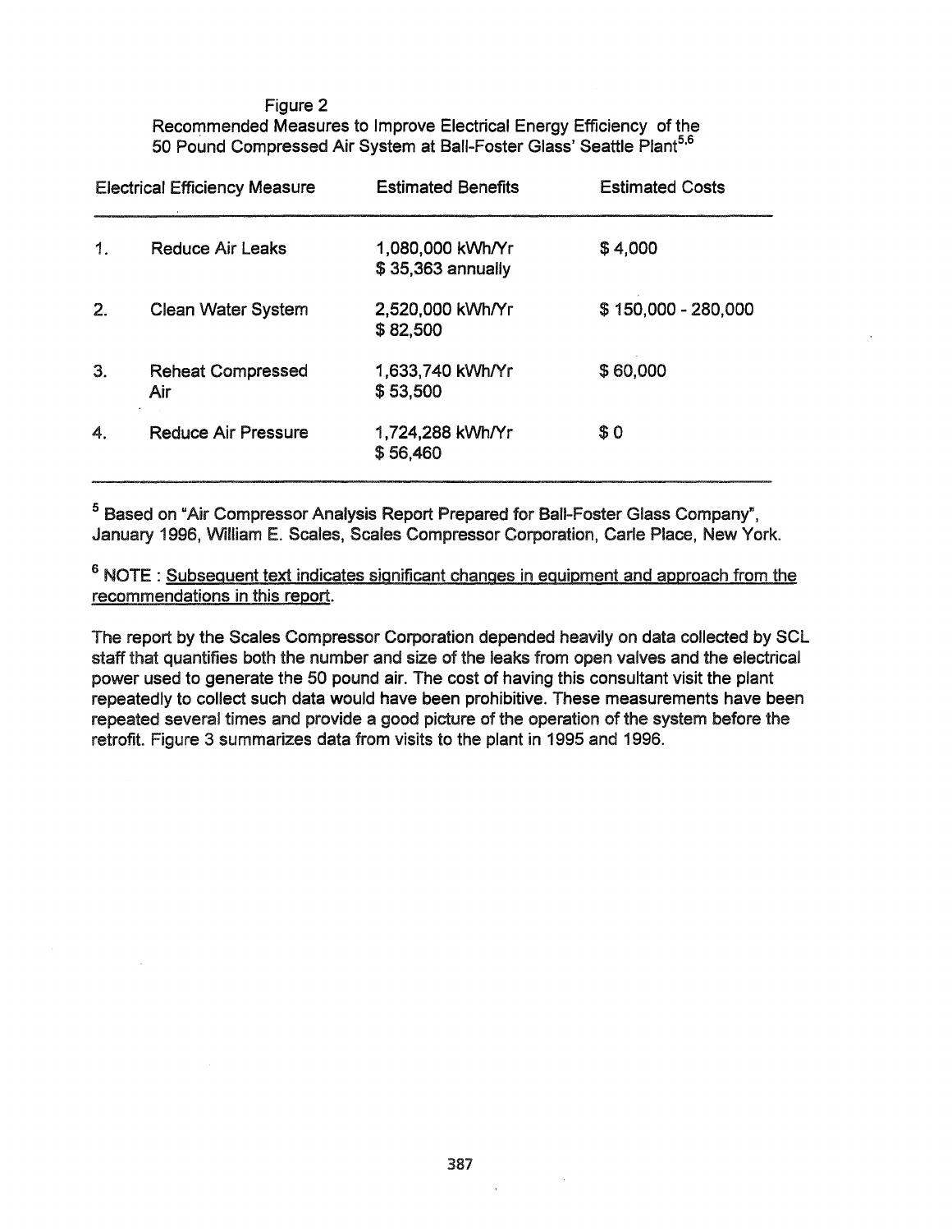Figure 2
Recommended Measures to Improve Electrical Energy Efficiency of the 50 Pound Compressed Air System at Ball-Foster Glass' Seattle Plant[5,6]

| | Electrical Efficiency Measure | Estimated Benefits | Estimated Costs |
|---|---|---|---|
| 1. | Reduce Air Leaks | 1,080,000 kWh/Yr<br>$ 35,363 annually | $ 4,000 |
| 2. | Clean Water System | 2,520,000 kWh/Yr<br>$ 82,500 | $ 150,000 - 280,000 |
| 3. | Reheat Compressed Air | 1,633,740 kWh/Yr<br>$ 53,500 | $ 60,000 |
| 4. | Reduce Air Pressure | 1,724,288 kWh/Yr<br>$ 56,460 | $ 0 |

[5] Based on "Air Compressor Analysis Report Prepared for Ball-Foster Glass Company", January 1996, William E. Scales, Scales Compressor Corporation, Carle Place, New York.

[6] NOTE : Subsequent text indicates significant changes in equipment and approach from the recommendations in this report.

The report by the Scales Compressor Corporation depended heavily on data collected by SCL staff that quantifies both the number and size of the leaks from open valves and the electrical power used to generate the 50 pound air. The cost of having this consultant visit the plant repeatedly to collect such data would have been prohibitive. These measurements have been repeated several times and provide a good picture of the operation of the system before the retrofit. Figure 3 summarizes data from visits to the plant in 1995 and 1996.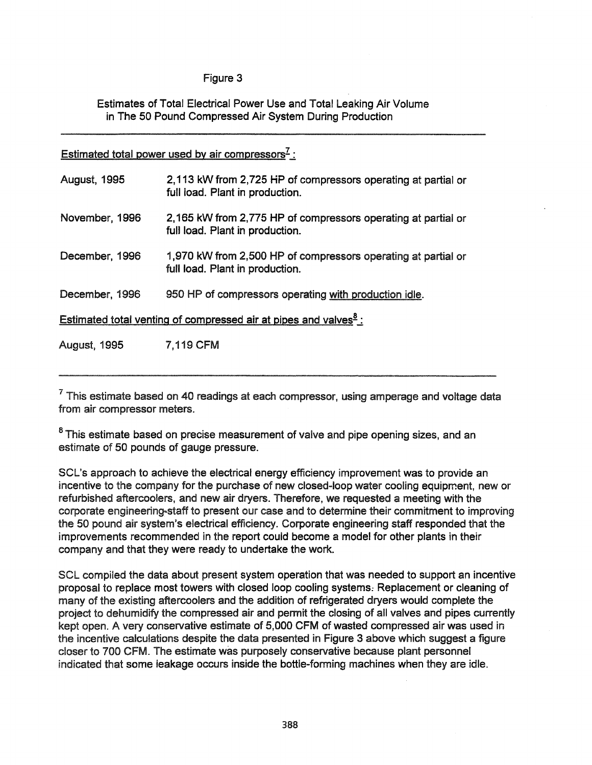Figure 3

Estimates of Total Electrical Power Use and Total Leaking Air Volume in The 50 Pound Compressed Air System During Production

---

Estimated total power used by air compressors[7] :

| | |
|---|---|
| August, 1995 | 2,113 kW from 2,725 HP of compressors operating at partial or full load. Plant in production. |
| November, 1996 | 2,165 kW from 2,775 HP of compressors operating at partial or full load. Plant in production. |
| December, 1996 | 1,970 kW from 2,500 HP of compressors operating at partial or full load. Plant in production. |
| December, 1996 | 950 HP of compressors operating with production idle. |

Estimated total venting of compressed air at pipes and valves[8] :

| | |
|---|---|
| August, 1995 | 7,119 CFM |

---

[7] This estimate based on 40 readings at each compressor, using amperage and voltage data from air compressor meters.

[8] This estimate based on precise measurement of valve and pipe opening sizes, and an estimate of 50 pounds of gauge pressure.

SCL's approach to achieve the electrical energy efficiency improvement was to provide an incentive to the company for the purchase of new closed-loop water cooling equipment, new or refurbished aftercoolers, and new air dryers. Therefore, we requested a meeting with the corporate engineering-staff to present our case and to determine their commitment to improving the 50 pound air system's electrical efficiency. Corporate engineering staff responded that the improvements recommended in the report could become a model for other plants in their company and that they were ready to undertake the work.

SCL compiled the data about present system operation that was needed to support an incentive proposal to replace most towers with closed loop cooling systems. Replacement or cleaning of many of the existing aftercoolers and the addition of refrigerated dryers would complete the project to dehumidify the compressed air and permit the closing of all valves and pipes currently kept open. A very conservative estimate of 5,000 CFM of wasted compressed air was used in the incentive calculations despite the data presented in Figure 3 above which suggest a figure closer to 700 CFM. The estimate was purposely conservative because plant personnel indicated that some leakage occurs inside the bottle-forming machines when they are idle.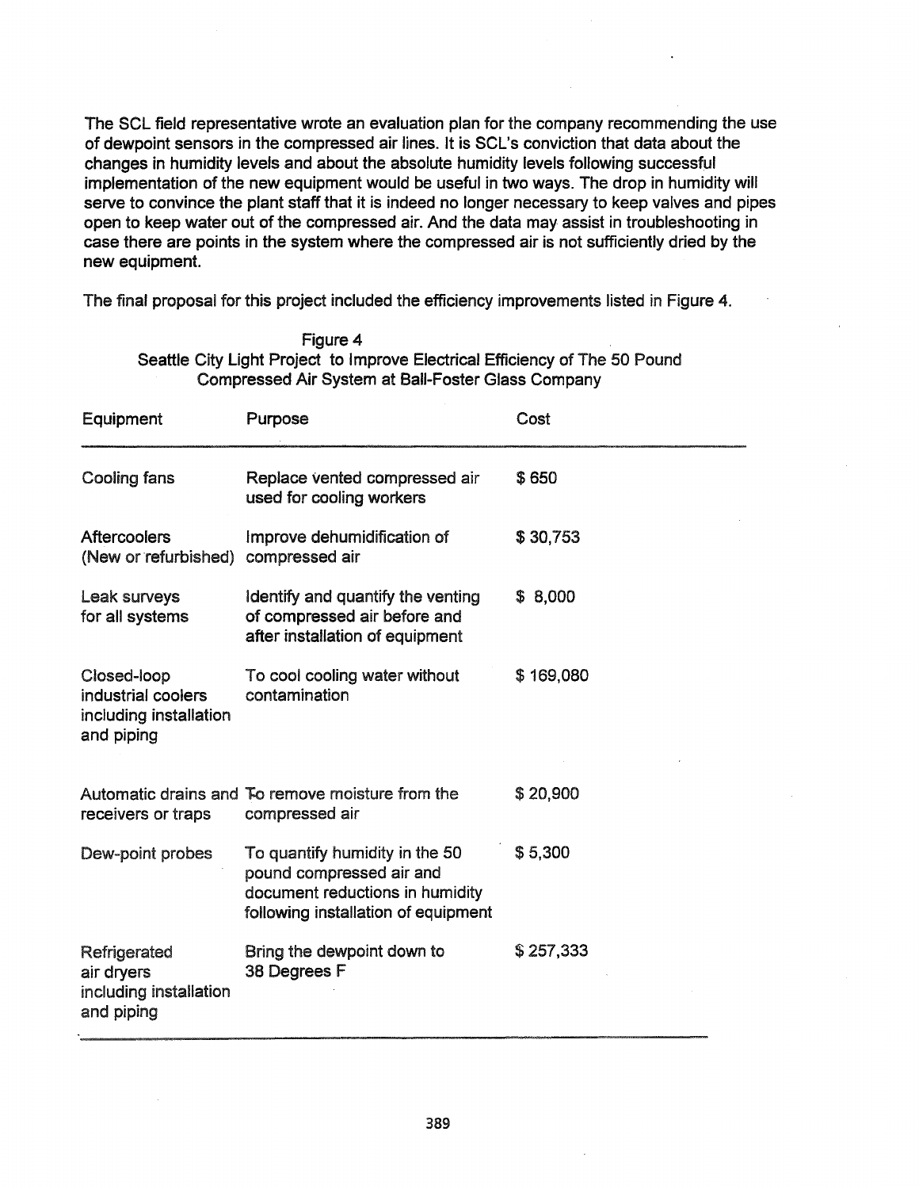The SCL field representative wrote an evaluation plan for the company recommending the use of dewpoint sensors in the compressed air lines. It is SCL's conviction that data about the changes in humidity levels and about the absolute humidity levels following successful implementation of the new equipment would be useful in two ways. The drop in humidity will serve to convince the plant staff that it is indeed no longer necessary to keep valves and pipes open to keep water out of the compressed air. And the data may assist in troubleshooting in case there are points in the system where the compressed air is not sufficiently dried by the new equipment.

The final proposal for this project included the efficiency improvements listed in Figure 4.

Figure 4
Seattle City Light Project to Improve Electrical Efficiency of The 50 Pound Compressed Air System at Ball-Foster Glass Company

| Equipment | Purpose | Cost |
|---|---|---|
| Cooling fans | Replace vented compressed air used for cooling workers | $ 650 |
| Aftercoolers (New or refurbished) | Improve dehumidification of compressed air | $ 30,753 |
| Leak surveys for all systems | Identify and quantify the venting of compressed air before and after installation of equipment | $ 8,000 |
| Closed-loop industrial coolers including installation and piping | To cool cooling water without contamination | $ 169,080 |
| Automatic drains and receivers or traps | To remove moisture from the compressed air | $ 20,900 |
| Dew-point probes | To quantify humidity in the 50 pound compressed air and document reductions in humidity following installation of equipment | $ 5,300 |
| Refrigerated air dryers including installation and piping | Bring the dewpoint down to 38 Degrees F | $ 257,333 |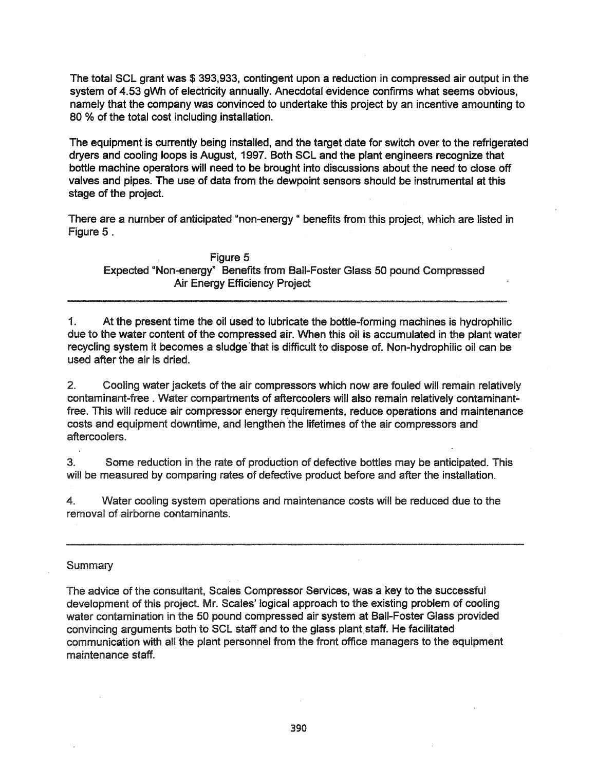The total SCL grant was $ 393,933, contingent upon a reduction in compressed air output in the system of 4.53 gWh of electricity annually. Anecdotal evidence confirms what seems obvious, namely that the company was convinced to undertake this project by an incentive amounting to 80 % of the total cost including installation.

The equipment is currently being installed, and the target date for switch over to the refrigerated dryers and cooling loops is August, 1997. Both SCL and the plant engineers recognize that bottle machine operators will need to be brought into discussions about the need to close off valves and pipes. The use of data from the dewpoint sensors should be instrumental at this stage of the project.

There are a number of anticipated "non-energy " benefits from this project, which are listed in Figure 5 .

Figure 5
Expected "Non-energy" Benefits from Ball-Foster Glass 50 pound Compressed Air Energy Efficiency Project

---

1. At the present time the oil used to lubricate the bottle-forming machines is hydrophilic due to the water content of the compressed air. When this oil is accumulated in the plant water recycling system it becomes a sludge that is difficult to dispose of. Non-hydrophilic oil can be used after the air is dried.

2. Cooling water jackets of the air compressors which now are fouled will remain relatively contaminant-free . Water compartments of aftercoolers will also remain relatively contaminant-free. This will reduce air compressor energy requirements, reduce operations and maintenance costs and equipment downtime, and lengthen the lifetimes of the air compressors and aftercoolers.

3. Some reduction in the rate of production of defective bottles may be anticipated. This will be measured by comparing rates of defective product before and after the installation.

4. Water cooling system operations and maintenance costs will be reduced due to the removal of airborne contaminants.

---

## Summary

The advice of the consultant, Scales Compressor Services, was a key to the successful development of this project. Mr. Scales' logical approach to the existing problem of cooling water contamination in the 50 pound compressed air system at Ball-Foster Glass provided convincing arguments both to SCL staff and to the glass plant staff. He facilitated communication with all the plant personnel from the front office managers to the equipment maintenance staff.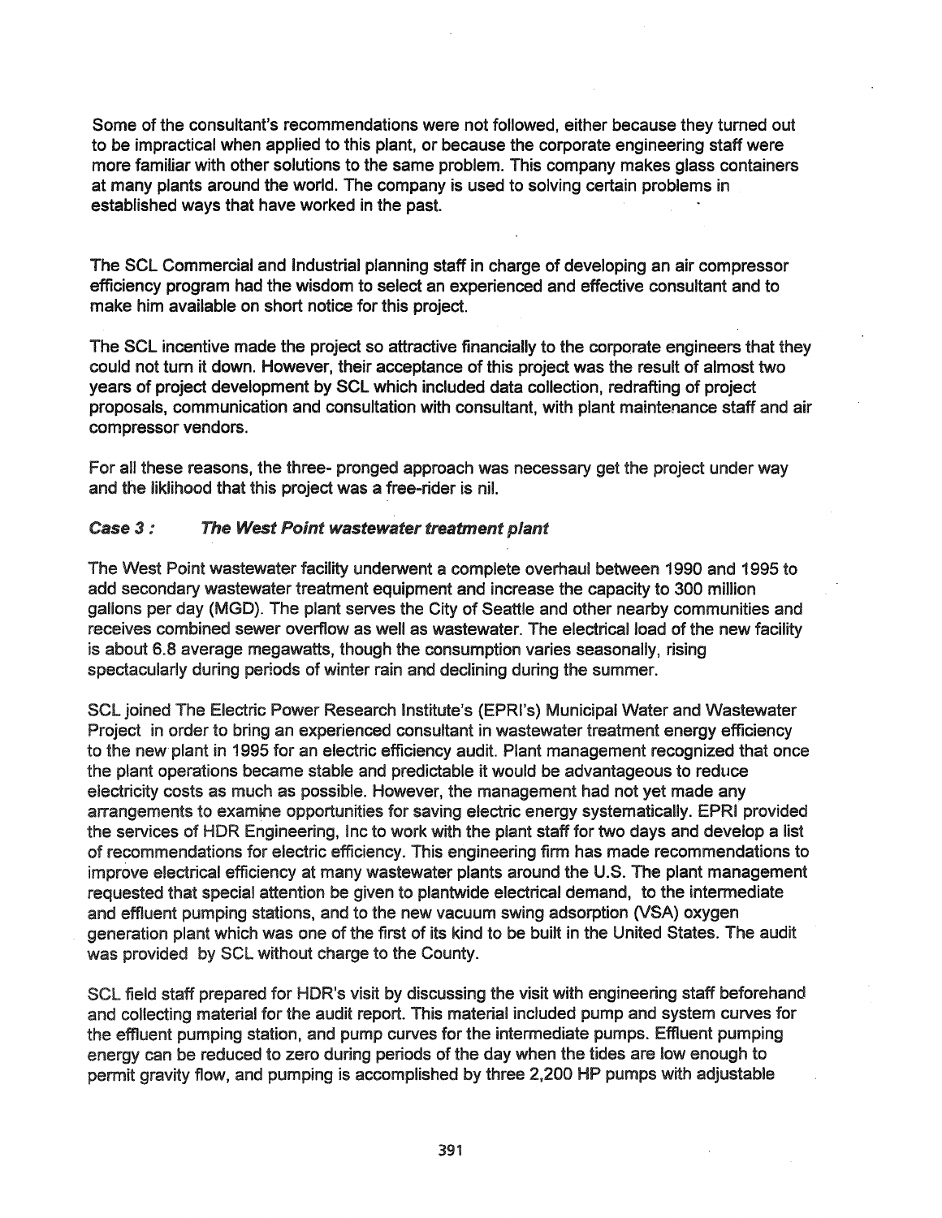Some of the consultant's recommendations were not followed, either because they turned out to be impractical when applied to this plant, or because the corporate engineering staff were more familiar with other solutions to the same problem. This company makes glass containers at many plants around the world. The company is used to solving certain problems in established ways that have worked in the past.

The SCL Commercial and Industrial planning staff in charge of developing an air compressor efficiency program had the wisdom to select an experienced and effective consultant and to make him available on short notice for this project.

The SCL incentive made the project so attractive financially to the corporate engineers that they could not turn it down. However, their acceptance of this project was the result of almost two years of project development by SCL which included data collection, redrafting of project proposals, communication and consultation with consultant, with plant maintenance staff and air compressor vendors.

For all these reasons, the three- pronged approach was necessary get the project under way and the liklihood that this project was a free-rider is nil.

### *Case 3 : The West Point wastewater treatment plant*

The West Point wastewater facility underwent a complete overhaul between 1990 and 1995 to add secondary wastewater treatment equipment and increase the capacity to 300 million gallons per day (MGD). The plant serves the City of Seattle and other nearby communities and receives combined sewer overflow as well as wastewater. The electrical load of the new facility is about 6.8 average megawatts, though the consumption varies seasonally, rising spectacularly during periods of winter rain and declining during the summer.

SCL joined The Electric Power Research Institute's (EPRI's) Municipal Water and Wastewater Project in order to bring an experienced consultant in wastewater treatment energy efficiency to the new plant in 1995 for an electric efficiency audit. Plant management recognized that once the plant operations became stable and predictable it would be advantageous to reduce electricity costs as much as possible. However, the management had not yet made any arrangements to examine opportunities for saving electric energy systematically. EPRI provided the services of HDR Engineering, Inc to work with the plant staff for two days and develop a list of recommendations for electric efficiency. This engineering firm has made recommendations to improve electrical efficiency at many wastewater plants around the U.S. The plant management requested that special attention be given to plantwide electrical demand, to the intermediate and effluent pumping stations, and to the new vacuum swing adsorption (VSA) oxygen generation plant which was one of the first of its kind to be built in the United States. The audit was provided by SCL without charge to the County.

SCL field staff prepared for HDR's visit by discussing the visit with engineering staff beforehand and collecting material for the audit report. This material included pump and system curves for the effluent pumping station, and pump curves for the intermediate pumps. Effluent pumping energy can be reduced to zero during periods of the day when the tides are low enough to permit gravity flow, and pumping is accomplished by three 2,200 HP pumps with adjustable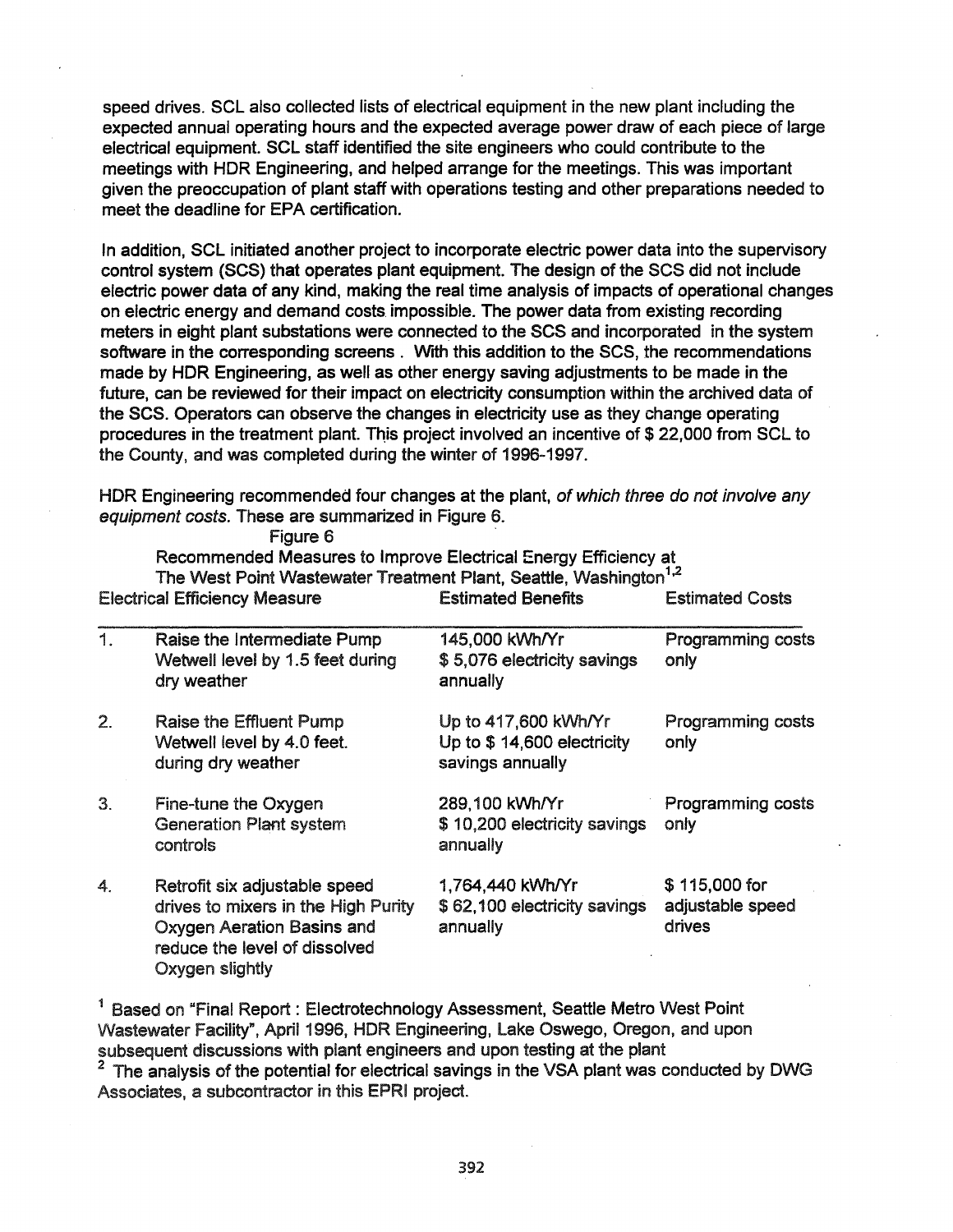speed drives. SCL also collected lists of electrical equipment in the new plant including the expected annual operating hours and the expected average power draw of each piece of large electrical equipment. SCL staff identified the site engineers who could contribute to the meetings with HDR Engineering, and helped arrange for the meetings. This was important given the preoccupation of plant staff with operations testing and other preparations needed to meet the deadline for EPA certification.

In addition, SCL initiated another project to incorporate electric power data into the supervisory control system (SCS) that operates plant equipment. The design of the SCS did not include electric power data of any kind, making the real time analysis of impacts of operational changes on electric energy and demand costs impossible. The power data from existing recording meters in eight plant substations were connected to the SCS and incorporated in the system software in the corresponding screens . With this addition to the SCS, the recommendations made by HDR Engineering, as well as other energy saving adjustments to be made in the future, can be reviewed for their impact on electricity consumption within the archived data of the SCS. Operators can observe the changes in electricity use as they change operating procedures in the treatment plant. This project involved an incentive of $ 22,000 from SCL to the County, and was completed during the winter of 1996-1997.

HDR Engineering recommended four changes at the plant, *of which three do not involve any equipment costs.* These are summarized in Figure 6.

Figure 6

Recommended Measures to Improve Electrical Energy Efficiency at The West Point Wastewater Treatment Plant, Seattle, Washington[1,2]

| | Electrical Efficiency Measure | Estimated Benefits | Estimated Costs |
|---|---|---|---|
| 1. | Raise the Intermediate Pump Wetwell level by 1.5 feet during dry weather | 145,000 kWh/Yr<br>$ 5,076 electricity savings annually | Programming costs only |
| 2. | Raise the Effluent Pump Wetwell level by 4.0 feet. during dry weather | Up to 417,600 kWh/Yr<br>Up to $ 14,600 electricity savings annually | Programming costs only |
| 3. | Fine-tune the Oxygen Generation Plant system controls | 289,100 kWh/Yr<br>$ 10,200 electricity savings annually | Programming costs only |
| 4. | Retrofit six adjustable speed drives to mixers in the High Purity Oxygen Aeration Basins and reduce the level of dissolved Oxygen slightly | 1,764,440 kWh/Yr<br>$ 62,100 electricity savings annually | $ 115,000 for adjustable speed drives |

[1] Based on "Final Report : Electrotechnology Assessment, Seattle Metro West Point Wastewater Facility", April 1996, HDR Engineering, Lake Oswego, Oregon, and upon subsequent discussions with plant engineers and upon testing at the plant

[2] The analysis of the potential for electrical savings in the VSA plant was conducted by DWG Associates, a subcontractor in this EPRI project.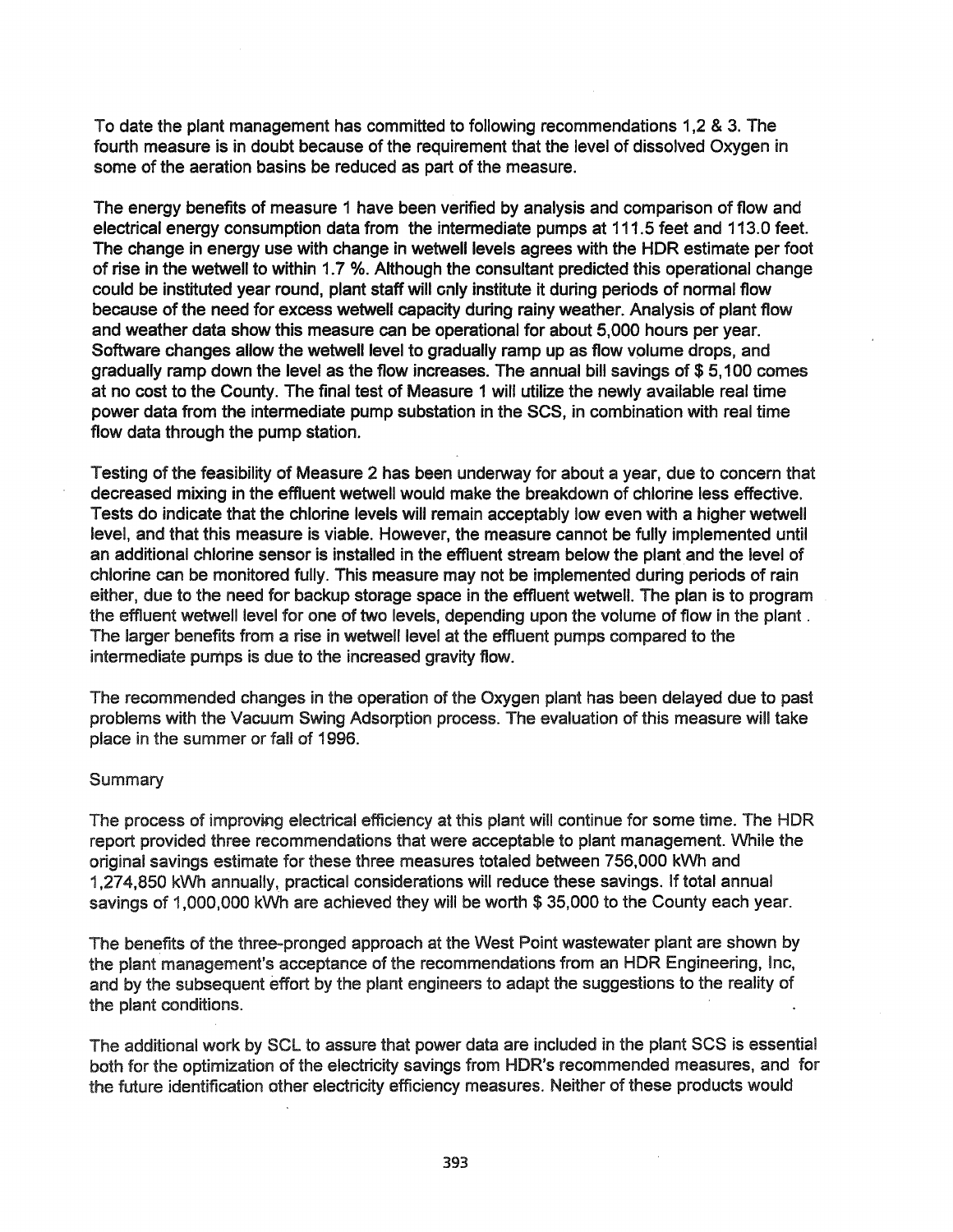To date the plant management has committed to following recommendations 1,2 & 3. The fourth measure is in doubt because of the requirement that the level of dissolved Oxygen in some of the aeration basins be reduced as part of the measure.

The energy benefits of measure 1 have been verified by analysis and comparison of flow and electrical energy consumption data from the intermediate pumps at 111.5 feet and 113.0 feet. The change in energy use with change in wetwell levels agrees with the HDR estimate per foot of rise in the wetwell to within 1.7 %. Although the consultant predicted this operational change could be instituted year round, plant staff will only institute it during periods of normal flow because of the need for excess wetwell capacity during rainy weather. Analysis of plant flow and weather data show this measure can be operational for about 5,000 hours per year. Software changes allow the wetwell level to gradually ramp up as flow volume drops, and gradually ramp down the level as the flow increases. The annual bill savings of $ 5,100 comes at no cost to the County. The final test of Measure 1 will utilize the newly available real time power data from the intermediate pump substation in the SCS, in combination with real time flow data through the pump station.

Testing of the feasibility of Measure 2 has been underway for about a year, due to concern that decreased mixing in the effluent wetwell would make the breakdown of chlorine less effective. Tests do indicate that the chlorine levels will remain acceptably low even with a higher wetwell level, and that this measure is viable. However, the measure cannot be fully implemented until an additional chlorine sensor is installed in the effluent stream below the plant and the level of chlorine can be monitored fully. This measure may not be implemented during periods of rain either, due to the need for backup storage space in the effluent wetwell. The plan is to program the effluent wetwell level for one of two levels, depending upon the volume of flow in the plant . The larger benefits from a rise in wetwell level at the effluent pumps compared to the intermediate pumps is due to the increased gravity flow.

The recommended changes in the operation of the Oxygen plant has been delayed due to past problems with the Vacuum Swing Adsorption process. The evaluation of this measure will take place in the summer or fall of 1996.

## Summary

The process of improving electrical efficiency at this plant will continue for some time. The HDR report provided three recommendations that were acceptable to plant management. While the original savings estimate for these three measures totaled between 756,000 kWh and 1,274,850 kWh annually, practical considerations will reduce these savings. If total annual savings of 1,000,000 kWh are achieved they will be worth $ 35,000 to the County each year.

The benefits of the three-pronged approach at the West Point wastewater plant are shown by the plant management's acceptance of the recommendations from an HDR Engineering, Inc, and by the subsequent effort by the plant engineers to adapt the suggestions to the reality of the plant conditions.

The additional work by SCL to assure that power data are included in the plant SCS is essential both for the optimization of the electricity savings from HDR's recommended measures, and for the future identification other electricity efficiency measures. Neither of these products would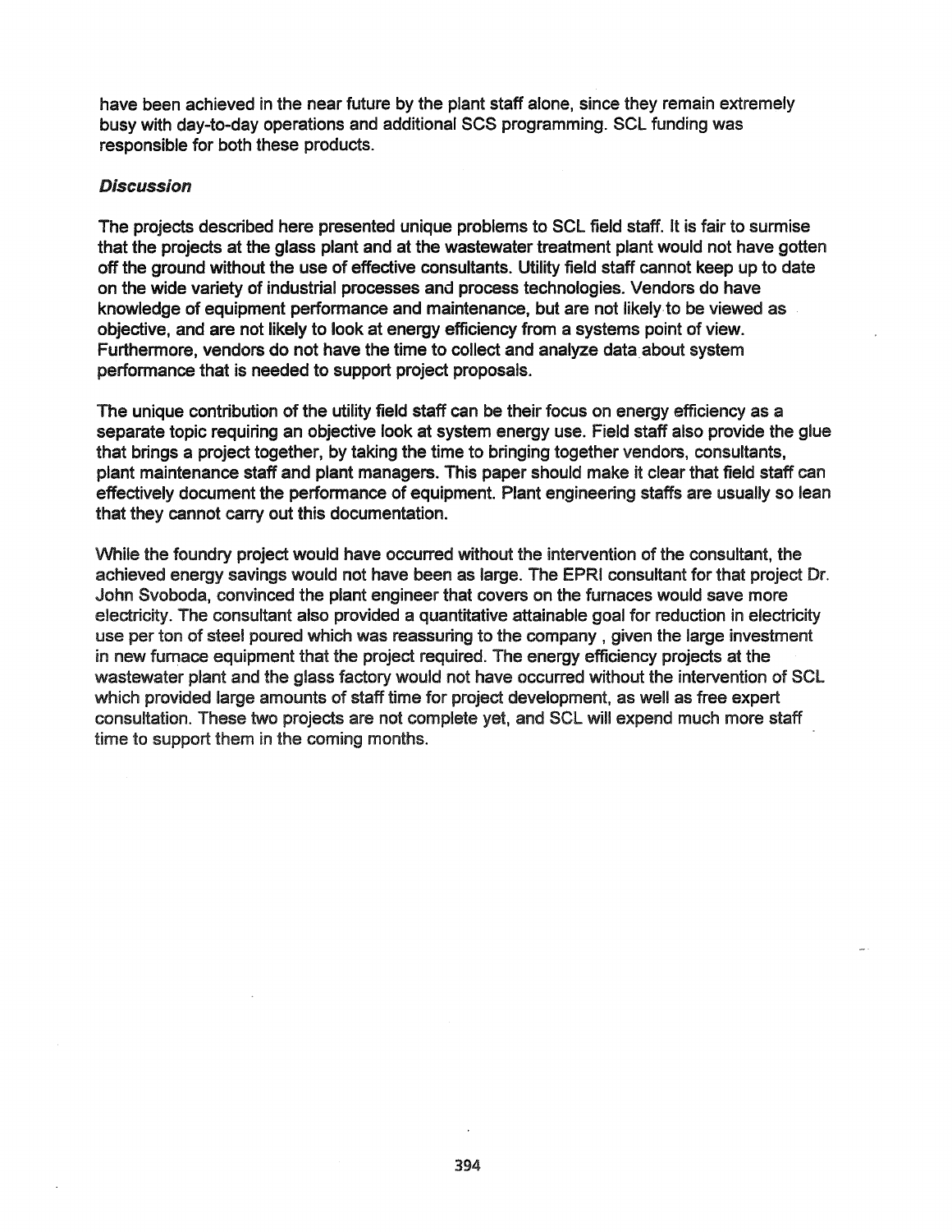have been achieved in the near future by the plant staff alone, since they remain extremely busy with day-to-day operations and additional SCS programming. SCL funding was responsible for both these products.

### *Discussion*

The projects described here presented unique problems to SCL field staff. It is fair to surmise that the projects at the glass plant and at the wastewater treatment plant would not have gotten off the ground without the use of effective consultants. Utility field staff cannot keep up to date on the wide variety of industrial processes and process technologies. Vendors do have knowledge of equipment performance and maintenance, but are not likely to be viewed as objective, and are not likely to look at energy efficiency from a systems point of view. Furthermore, vendors do not have the time to collect and analyze data about system performance that is needed to support project proposals.

The unique contribution of the utility field staff can be their focus on energy efficiency as a separate topic requiring an objective look at system energy use. Field staff also provide the glue that brings a project together, by taking the time to bringing together vendors, consultants, plant maintenance staff and plant managers. This paper should make it clear that field staff can effectively document the performance of equipment. Plant engineering staffs are usually so lean that they cannot carry out this documentation.

While the foundry project would have occurred without the intervention of the consultant, the achieved energy savings would not have been as large. The EPRI consultant for that project Dr. John Svoboda, convinced the plant engineer that covers on the furnaces would save more electricity. The consultant also provided a quantitative attainable goal for reduction in electricity use per ton of steel poured which was reassuring to the company , given the large investment in new furnace equipment that the project required. The energy efficiency projects at the wastewater plant and the glass factory would not have occurred without the intervention of SCL which provided large amounts of staff time for project development, as well as free expert consultation. These two projects are not complete yet, and SCL will expend much more staff time to support them in the coming months.